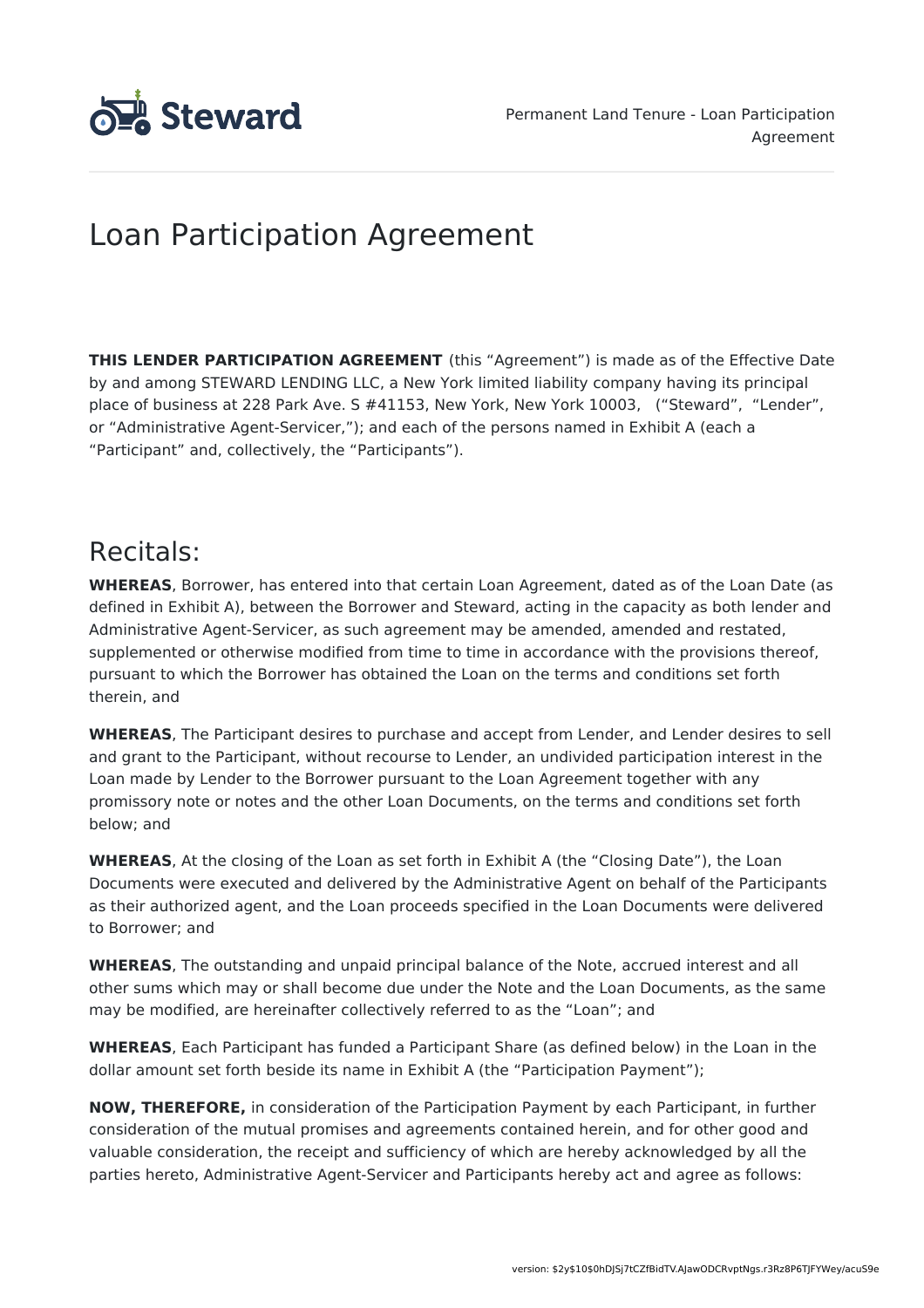# Loan Participation Agreement

**THIS LENDER PARTICIPATION AGREEMENT** (this "Agreement") is made as of the Effective Date by and among STEWARD LENDING LLC, a New York limited liability company having its principal place of business at 228 Park Ave. S #41153, New York, New York 10003, ("Steward", "Lender", or "Administrative Agent-Servicer,"); and each of the persons named in Exhibit A (each a "Participant" and, collectively, the "Participants").

## Recitals:

**WHEREAS**, Borrower, has entered into that certain Loan Agreement, dated as of the Loan Date (as defined in Exhibit A), between the Borrower and Steward, acting in the capacity as both lender and Administrative Agent-Servicer, as such agreement may be amended, amended and restated, supplemented or otherwise modified from time to time in accordance with the provisions thereof, pursuant to which the Borrower has obtained the Loan on the terms and conditions set forth therein, and

**WHEREAS**, The Participant desires to purchase and accept from Lender, and Lender desires to sell and grant to the Participant, without recourse to Lender, an undivided participation interest in the Loan made by Lender to the Borrower pursuant to the Loan Agreement together with any promissory note or notes and the other Loan Documents, on the terms and conditions set forth below; and

**WHEREAS**, At the closing of the Loan as set forth in Exhibit A (the "Closing Date"), the Loan Documents were executed and delivered by the Administrative Agent on behalf of the Participants as their authorized agent, and the Loan proceeds specified in the Loan Documents were delivered to Borrower; and

**WHEREAS**, The outstanding and unpaid principal balance of the Note, accrued interest and all other sums which may or shall become due under the Note and the Loan Documents, as the same may be modified, are hereinafter collectively referred to as the "Loan"; and

**WHEREAS**, Each Participant has funded a Participant Share (as defined below) in the Loan in the dollar amount set forth beside its name in Exhibit A (the "Participation Payment");

**NOW, THEREFORE,** in consideration of the Participation Payment by each Participant, in further consideration of the mutual promises and agreements contained herein, and for other good and valuable consideration, the receipt and sufficiency of which are hereby acknowledged by all the parties hereto, Administrative Agent-Servicer and Participants hereby act and agree as follows: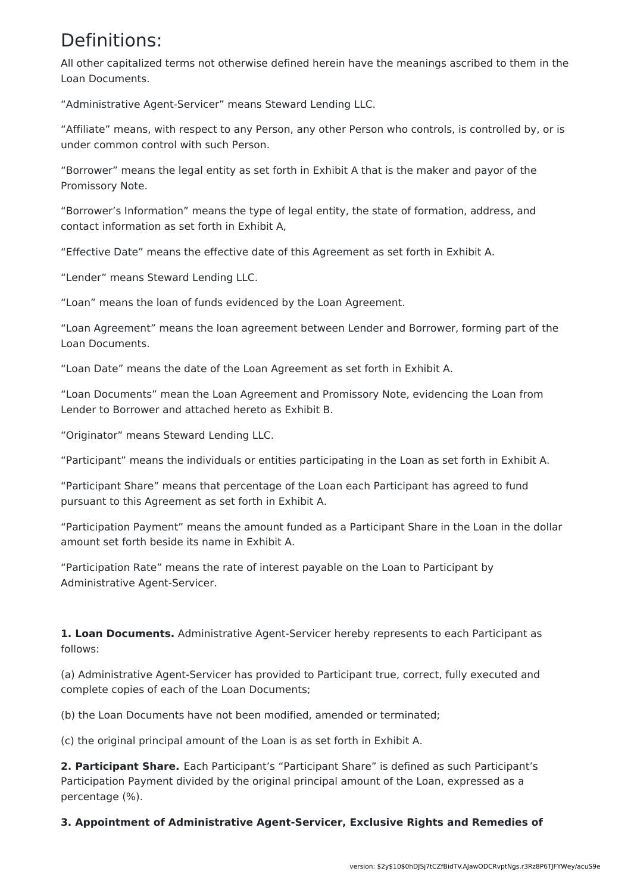# Definitions:

All other capitalized terms not otherwise defined herein have the meanings ascribed to them in the Loan Documents.

"Administrative Agent-Servicer" means Steward Lending LLC.

"Affiliate" means, with respect to any Person, any other Person who controls, is controlled by, or is under common control with such Person.

"Borrower" means the legal entity as set forth in Exhibit A that is the maker and payor of the Promissory Note.

"Borrower's Information" means the type of legal entity, the state of formation, address, and contact information as set forth in Exhibit A,

"Effective Date" means the effective date of this Agreement as set forth in Exhibit A.

"Lender" means Steward Lending LLC.

"Loan" means the loan of funds evidenced by the Loan Agreement.

"Loan Agreement" means the loan agreement between Lender and Borrower, forming part of the Loan Documents.

"Loan Date" means the date of the Loan Agreement as set forth in Exhibit A.

"Loan Documents" mean the Loan Agreement and Promissory Note, evidencing the Loan from Lender to Borrower and attached hereto as Exhibit B.

"Originator" means Steward Lending LLC.

"Participant" means the individuals or entities participating in the Loan as set forth in Exhibit A.

"Participant Share" means that percentage of the Loan each Participant has agreed to fund pursuant to this Agreement as set forth in Exhibit A.

"Participation Payment" means the amount funded as a Participant Share in the Loan in the dollar amount set forth beside its name in Exhibit A.

"Participation Rate" means the rate of interest payable on the Loan to Participant by Administrative Agent-Servicer.

**1. Loan Documents.** Administrative Agent-Servicer hereby represents to each Participant as follows:

(a) Administrative Agent-Servicer has provided to Participant true, correct, fully executed and complete copies of each of the Loan Documents;

(b) the Loan Documents have not been modified, amended or terminated;

(c) the original principal amount of the Loan is as set forth in Exhibit A.

**2. Participant Share.** Each Participant's "Participant Share" is defined as such Participant's Participation Payment divided by the original principal amount of the Loan, expressed as a percentage (%).

**3. Appointment of Administrative Agent-Servicer, Exclusive Rights and Remedies of**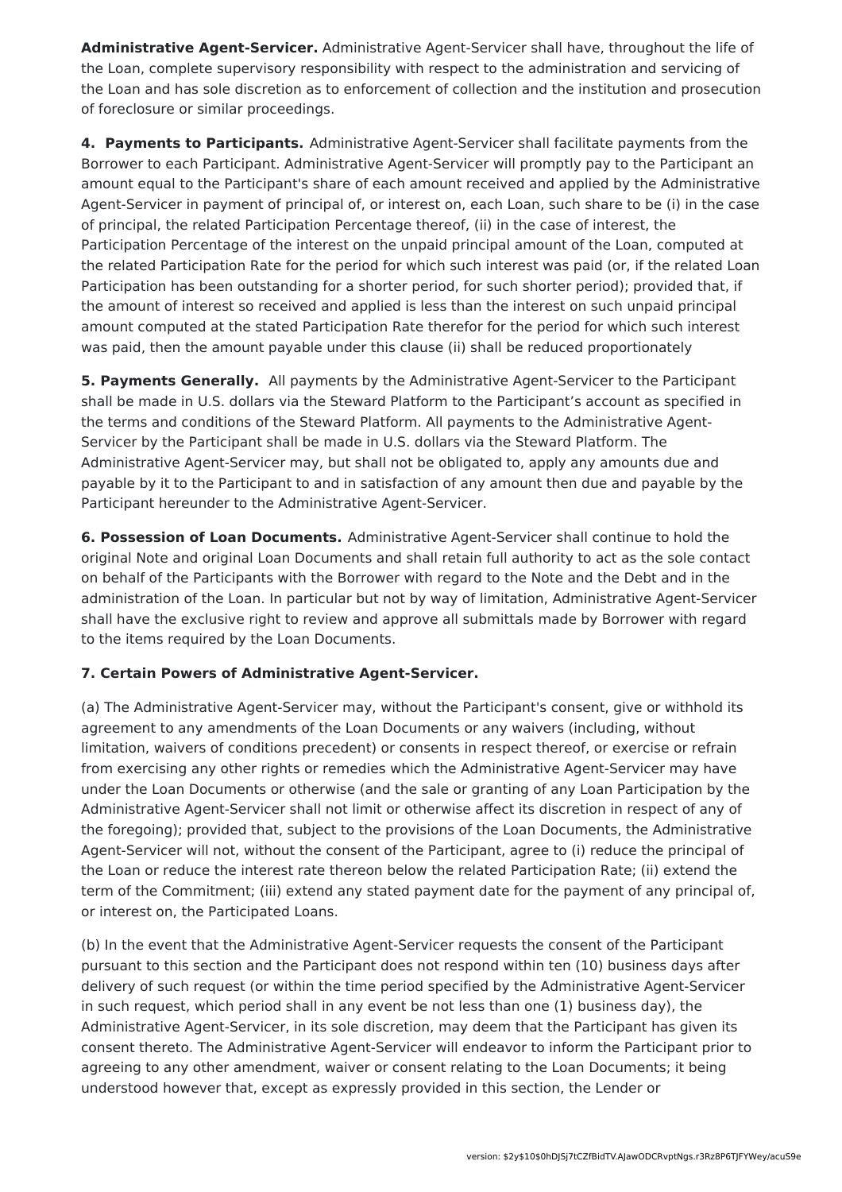**Administrative Agent-Servicer.** Administrative Agent-Servicer shall have, throughout the life of the Loan, complete supervisory responsibility with respect to the administration and servicing of the Loan and has sole discretion as to enforcement of collection and the institution and prosecution of foreclosure or similar proceedings.

**4. Payments to Participants.** Administrative Agent-Servicer shall facilitate payments from the Borrower to each Participant. Administrative Agent-Servicer will promptly pay to the Participant an amount equal to the Participant's share of each amount received and applied by the Administrative Agent-Servicer in payment of principal of, or interest on, each Loan, such share to be (i) in the case of principal, the related Participation Percentage thereof, (ii) in the case of interest, the Participation Percentage of the interest on the unpaid principal amount of the Loan, computed at the related Participation Rate for the period for which such interest was paid (or, if the related Loan Participation has been outstanding for a shorter period, for such shorter period); provided that, if the amount of interest so received and applied is less than the interest on such unpaid principal amount computed at the stated Participation Rate therefor for the period for which such interest was paid, then the amount payable under this clause (ii) shall be reduced proportionately

**5. Payments Generally.** All payments by the Administrative Agent-Servicer to the Participant shall be made in U.S. dollars via the Steward Platform to the Participant's account as specified in the terms and conditions of the Steward Platform. All payments to the Administrative Agent-Servicer by the Participant shall be made in U.S. dollars via the Steward Platform. The Administrative Agent-Servicer may, but shall not be obligated to, apply any amounts due and payable by it to the Participant to and in satisfaction of any amount then due and payable by the Participant hereunder to the Administrative Agent-Servicer.

**6. Possession of Loan Documents.** Administrative Agent-Servicer shall continue to hold the original Note and original Loan Documents and shall retain full authority to act as the sole contact on behalf of the Participants with the Borrower with regard to the Note and the Debt and in the administration of the Loan. In particular but not by way of limitation, Administrative Agent-Servicer shall have the exclusive right to review and approve all submittals made by Borrower with regard to the items required by the Loan Documents.

**7. Certain Powers of Administrative Agent-Servicer.**

(a) The Administrative Agent-Servicer may, without the Participant's consent, give or withhold its agreement to any amendments of the Loan Documents or any waivers (including, without limitation, waivers of conditions precedent) or consents in respect thereof, or exercise or refrain from exercising any other rights or remedies which the Administrative Agent-Servicer may have under the Loan Documents or otherwise (and the sale or granting of any Loan Participation by the Administrative Agent-Servicer shall not limit or otherwise affect its discretion in respect of any of the foregoing); provided that, subject to the provisions of the Loan Documents, the Administrative Agent-Servicer will not, without the consent of the Participant, agree to (i) reduce the principal of the Loan or reduce the interest rate thereon below the related Participation Rate; (ii) extend the term of the Commitment; (iii) extend any stated payment date for the payment of any principal of, or interest on, the Participated Loans.

(b) In the event that the Administrative Agent-Servicer requests the consent of the Participant pursuant to this section and the Participant does not respond within ten (10) business days after delivery of such request (or within the time period specified by the Administrative Agent-Servicer in such request, which period shall in any event be not less than one (1) business day), the Administrative Agent-Servicer, in its sole discretion, may deem that the Participant has given its consent thereto. The Administrative Agent-Servicer will endeavor to inform the Participant prior to agreeing to any other amendment, waiver or consent relating to the Loan Documents; it being understood however that, except as expressly provided in this section, the Lender or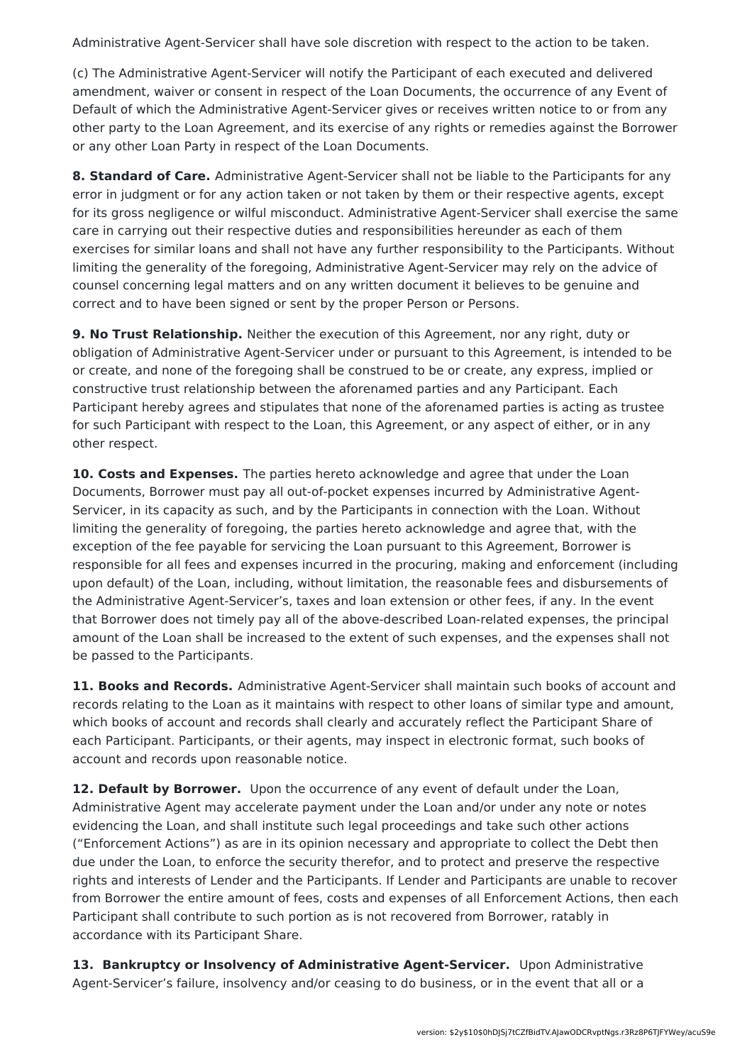Administrative Agent-Servicer shall have sole discretion with respect to the action to be taken.

(c) The Administrative Agent-Servicer will notify the Participant of each executed and delivered amendment, waiver or consent in respect of the Loan Documents, the occurrence of any Event of Default of which the Administrative Agent-Servicer gives or receives written notice to or from any other party to the Loan Agreement, and its exercise of any rights or remedies against the Borrower or any other Loan Party in respect of the Loan Documents.

**8. Standard of Care.** Administrative Agent-Servicer shall not be liable to the Participants for any error in judgment or for any action taken or not taken by them or their respective agents, except for its gross negligence or wilful misconduct. Administrative Agent-Servicer shall exercise the same care in carrying out their respective duties and responsibilities hereunder as each of them exercises for similar loans and shall not have any further responsibility to the Participants. Without limiting the generality of the foregoing, Administrative Agent-Servicer may rely on the advice of counsel concerning legal matters and on any written document it believes to be genuine and correct and to have been signed or sent by the proper Person or Persons.

**9. No Trust Relationship.** Neither the execution of this Agreement, nor any right, duty or obligation of Administrative Agent-Servicer under or pursuant to this Agreement, is intended to be or create, and none of the foregoing shall be construed to be or create, any express, implied or constructive trust relationship between the aforenamed parties and any Participant. Each Participant hereby agrees and stipulates that none of the aforenamed parties is acting as trustee for such Participant with respect to the Loan, this Agreement, or any aspect of either, or in any other respect.

**10. Costs and Expenses.** The parties hereto acknowledge and agree that under the Loan Documents, Borrower must pay all out-of-pocket expenses incurred by Administrative Agent-Servicer, in its capacity as such, and by the Participants in connection with the Loan. Without limiting the generality of foregoing, the parties hereto acknowledge and agree that, with the exception of the fee payable for servicing the Loan pursuant to this Agreement, Borrower is responsible for all fees and expenses incurred in the procuring, making and enforcement (including upon default) of the Loan, including, without limitation, the reasonable fees and disbursements of the Administrative Agent-Servicer's, taxes and loan extension or other fees, if any. In the event that Borrower does not timely pay all of the above-described Loan-related expenses, the principal amount of the Loan shall be increased to the extent of such expenses, and the expenses shall not be passed to the Participants.

**11. Books and Records.** Administrative Agent-Servicer shall maintain such books of account and records relating to the Loan as it maintains with respect to other loans of similar type and amount, which books of account and records shall clearly and accurately reflect the Participant Share of each Participant. Participants, or their agents, may inspect in electronic format, such books of account and records upon reasonable notice.

**12. Default by Borrower.** Upon the occurrence of any event of default under the Loan, Administrative Agent may accelerate payment under the Loan and/or under any note or notes evidencing the Loan, and shall institute such legal proceedings and take such other actions ("Enforcement Actions") as are in its opinion necessary and appropriate to collect the Debt then due under the Loan, to enforce the security therefor, and to protect and preserve the respective rights and interests of Lender and the Participants. If Lender and Participants are unable to recover from Borrower the entire amount of fees, costs and expenses of all Enforcement Actions, then each Participant shall contribute to such portion as is not recovered from Borrower, ratably in accordance with its Participant Share.

**13. Bankruptcy or Insolvency of Administrative Agent-Servicer.** Upon Administrative Agent-Servicer's failure, insolvency and/or ceasing to do business, or in the event that all or a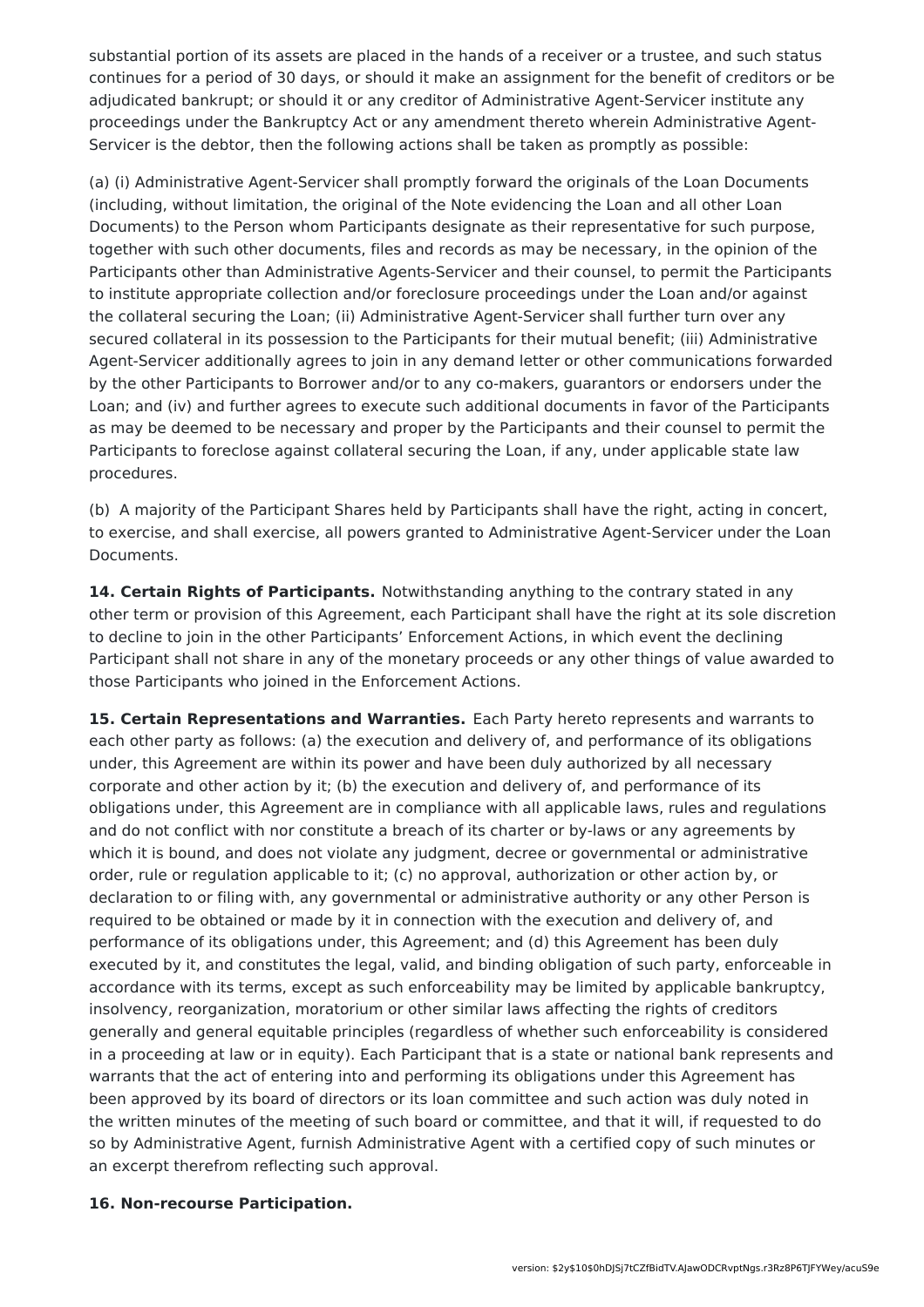substantial portion of its assets are placed in the hands of a receiver or a trustee, and such status continues for a period of 30 days, or should it make an assignment for the benefit of creditors or be adjudicated bankrupt; or should it or any creditor of Administrative Agent-Servicer institute any proceedings under the Bankruptcy Act or any amendment thereto wherein Administrative Agent-Servicer is the debtor, then the following actions shall be taken as promptly as possible:

(a) (i) Administrative Agent-Servicer shall promptly forward the originals of the Loan Documents (including, without limitation, the original of the Note evidencing the Loan and all other Loan Documents) to the Person whom Participants designate as their representative for such purpose, together with such other documents, files and records as may be necessary, in the opinion of the Participants other than Administrative Agents-Servicer and their counsel, to permit the Participants to institute appropriate collection and/or foreclosure proceedings under the Loan and/or against the collateral securing the Loan; (ii) Administrative Agent-Servicer shall further turn over any secured collateral in its possession to the Participants for their mutual benefit; (iii) Administrative Agent-Servicer additionally agrees to join in any demand letter or other communications forwarded by the other Participants to Borrower and/or to any co-makers, guarantors or endorsers under the Loan; and (iv) and further agrees to execute such additional documents in favor of the Participants as may be deemed to be necessary and proper by the Participants and their counsel to permit the Participants to foreclose against collateral securing the Loan, if any, under applicable state law procedures.

(b) A majority of the Participant Shares held by Participants shall have the right, acting in concert, to exercise, and shall exercise, all powers granted to Administrative Agent-Servicer under the Loan Documents.

**14. Certain Rights of Participants.** Notwithstanding anything to the contrary stated in any other term or provision of this Agreement, each Participant shall have the right at its sole discretion to decline to join in the other Participants' Enforcement Actions, in which event the declining Participant shall not share in any of the monetary proceeds or any other things of value awarded to those Participants who joined in the Enforcement Actions.

**15. Certain Representations and Warranties.** Each Party hereto represents and warrants to each other party as follows: (a) the execution and delivery of, and performance of its obligations under, this Agreement are within its power and have been duly authorized by all necessary corporate and other action by it; (b) the execution and delivery of, and performance of its obligations under, this Agreement are in compliance with all applicable laws, rules and regulations and do not conflict with nor constitute a breach of its charter or by-laws or any agreements by which it is bound, and does not violate any judgment, decree or governmental or administrative order, rule or regulation applicable to it; (c) no approval, authorization or other action by, or declaration to or filing with, any governmental or administrative authority or any other Person is required to be obtained or made by it in connection with the execution and delivery of, and performance of its obligations under, this Agreement; and (d) this Agreement has been duly executed by it, and constitutes the legal, valid, and binding obligation of such party, enforceable in accordance with its terms, except as such enforceability may be limited by applicable bankruptcy, insolvency, reorganization, moratorium or other similar laws affecting the rights of creditors generally and general equitable principles (regardless of whether such enforceability is considered in a proceeding at law or in equity). Each Participant that is a state or national bank represents and warrants that the act of entering into and performing its obligations under this Agreement has been approved by its board of directors or its loan committee and such action was duly noted in the written minutes of the meeting of such board or committee, and that it will, if requested to do so by Administrative Agent, furnish Administrative Agent with a certified copy of such minutes or an excerpt therefrom reflecting such approval.

**16. Non-recourse Participation.**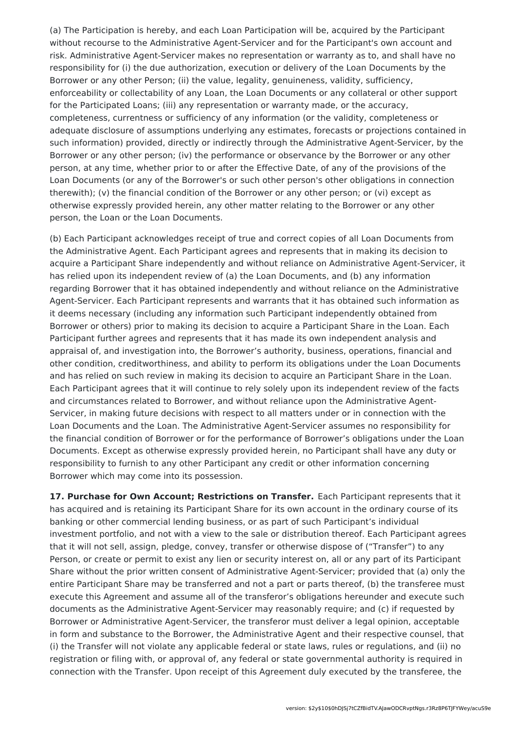(a) The Participation is hereby, and each Loan Participation will be, acquired by the Participant without recourse to the Administrative Agent-Servicer and for the Participant's own account and risk. Administrative Agent-Servicer makes no representation or warranty as to, and shall have no responsibility for (i) the due authorization, execution or delivery of the Loan Documents by the Borrower or any other Person; (ii) the value, legality, genuineness, validity, sufficiency, enforceability or collectability of any Loan, the Loan Documents or any collateral or other support for the Participated Loans; (iii) any representation or warranty made, or the accuracy, completeness, currentness or sufficiency of any information (or the validity, completeness or adequate disclosure of assumptions underlying any estimates, forecasts or projections contained in such information) provided, directly or indirectly through the Administrative Agent-Servicer, by the Borrower or any other person; (iv) the performance or observance by the Borrower or any other person, at any time, whether prior to or after the Effective Date, of any of the provisions of the Loan Documents (or any of the Borrower's or such other person's other obligations in connection therewith); (v) the financial condition of the Borrower or any other person; or (vi) except as otherwise expressly provided herein, any other matter relating to the Borrower or any other person, the Loan or the Loan Documents.

(b) Each Participant acknowledges receipt of true and correct copies of all Loan Documents from the Administrative Agent. Each Participant agrees and represents that in making its decision to acquire a Participant Share independently and without reliance on Administrative Agent-Servicer, it has relied upon its independent review of (a) the Loan Documents, and (b) any information regarding Borrower that it has obtained independently and without reliance on the Administrative Agent-Servicer. Each Participant represents and warrants that it has obtained such information as it deems necessary (including any information such Participant independently obtained from Borrower or others) prior to making its decision to acquire a Participant Share in the Loan. Each Participant further agrees and represents that it has made its own independent analysis and appraisal of, and investigation into, the Borrower's authority, business, operations, financial and other condition, creditworthiness, and ability to perform its obligations under the Loan Documents and has relied on such review in making its decision to acquire an Participant Share in the Loan. Each Participant agrees that it will continue to rely solely upon its independent review of the facts and circumstances related to Borrower, and without reliance upon the Administrative Agent-Servicer, in making future decisions with respect to all matters under or in connection with the Loan Documents and the Loan. The Administrative Agent-Servicer assumes no responsibility for the financial condition of Borrower or for the performance of Borrower's obligations under the Loan Documents. Except as otherwise expressly provided herein, no Participant shall have any duty or responsibility to furnish to any other Participant any credit or other information concerning Borrower which may come into its possession.

**17. Purchase for Own Account; Restrictions on Transfer.** Each Participant represents that it has acquired and is retaining its Participant Share for its own account in the ordinary course of its banking or other commercial lending business, or as part of such Participant's individual investment portfolio, and not with a view to the sale or distribution thereof. Each Participant agrees that it will not sell, assign, pledge, convey, transfer or otherwise dispose of ("Transfer") to any Person, or create or permit to exist any lien or security interest on, all or any part of its Participant Share without the prior written consent of Administrative Agent-Servicer; provided that (a) only the entire Participant Share may be transferred and not a part or parts thereof, (b) the transferee must execute this Agreement and assume all of the transferor's obligations hereunder and execute such documents as the Administrative Agent-Servicer may reasonably require; and (c) if requested by Borrower or Administrative Agent-Servicer, the transferor must deliver a legal opinion, acceptable in form and substance to the Borrower, the Administrative Agent and their respective counsel, that (i) the Transfer will not violate any applicable federal or state laws, rules or regulations, and (ii) no registration or filing with, or approval of, any federal or state governmental authority is required in connection with the Transfer. Upon receipt of this Agreement duly executed by the transferee, the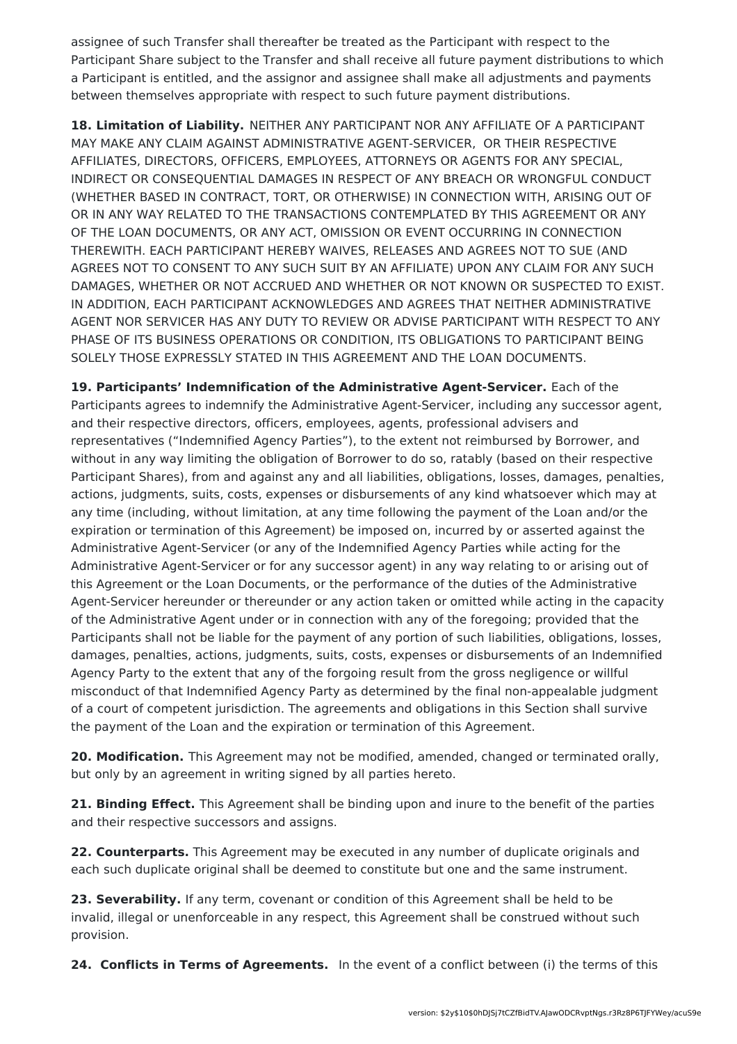assignee of such Transfer shall thereafter be treated as the Participant with respect to the Participant Share subject to the Transfer and shall receive all future payment distributions to which a Participant is entitled, and the assignor and assignee shall make all adjustments and payments between themselves appropriate with respect to such future payment distributions.

**18. Limitation of Liability.** NEITHER ANY PARTICIPANT NOR ANY AFFILIATE OF A PARTICIPANT MAY MAKE ANY CLAIM AGAINST ADMINISTRATIVE AGENT-SERVICER, OR THEIR RESPECTIVE AFFILIATES, DIRECTORS, OFFICERS, EMPLOYEES, ATTORNEYS OR AGENTS FOR ANY SPECIAL, INDIRECT OR CONSEQUENTIAL DAMAGES IN RESPECT OF ANY BREACH OR WRONGFUL CONDUCT (WHETHER BASED IN CONTRACT, TORT, OR OTHERWISE) IN CONNECTION WITH, ARISING OUT OF OR IN ANY WAY RELATED TO THE TRANSACTIONS CONTEMPLATED BY THIS AGREEMENT OR ANY OF THE LOAN DOCUMENTS, OR ANY ACT, OMISSION OR EVENT OCCURRING IN CONNECTION THEREWITH. EACH PARTICIPANT HEREBY WAIVES, RELEASES AND AGREES NOT TO SUE (AND AGREES NOT TO CONSENT TO ANY SUCH SUIT BY AN AFFILIATE) UPON ANY CLAIM FOR ANY SUCH DAMAGES, WHETHER OR NOT ACCRUED AND WHETHER OR NOT KNOWN OR SUSPECTED TO EXIST. IN ADDITION, EACH PARTICIPANT ACKNOWLEDGES AND AGREES THAT NEITHER ADMINISTRATIVE AGENT NOR SERVICER HAS ANY DUTY TO REVIEW OR ADVISE PARTICIPANT WITH RESPECT TO ANY PHASE OF ITS BUSINESS OPERATIONS OR CONDITION, ITS OBLIGATIONS TO PARTICIPANT BEING SOLELY THOSE EXPRESSLY STATED IN THIS AGREEMENT AND THE LOAN DOCUMENTS.

**19. Participants' Indemnification of the Administrative Agent-Servicer.** Each of the Participants agrees to indemnify the Administrative Agent-Servicer, including any successor agent, and their respective directors, officers, employees, agents, professional advisers and representatives ("Indemnified Agency Parties"), to the extent not reimbursed by Borrower, and without in any way limiting the obligation of Borrower to do so, ratably (based on their respective Participant Shares), from and against any and all liabilities, obligations, losses, damages, penalties, actions, judgments, suits, costs, expenses or disbursements of any kind whatsoever which may at any time (including, without limitation, at any time following the payment of the Loan and/or the expiration or termination of this Agreement) be imposed on, incurred by or asserted against the Administrative Agent-Servicer (or any of the Indemnified Agency Parties while acting for the Administrative Agent-Servicer or for any successor agent) in any way relating to or arising out of this Agreement or the Loan Documents, or the performance of the duties of the Administrative Agent-Servicer hereunder or thereunder or any action taken or omitted while acting in the capacity of the Administrative Agent under or in connection with any of the foregoing; provided that the Participants shall not be liable for the payment of any portion of such liabilities, obligations, losses, damages, penalties, actions, judgments, suits, costs, expenses or disbursements of an Indemnified Agency Party to the extent that any of the forgoing result from the gross negligence or willful misconduct of that Indemnified Agency Party as determined by the final non-appealable judgment of a court of competent jurisdiction. The agreements and obligations in this Section shall survive the payment of the Loan and the expiration or termination of this Agreement.

**20. Modification.** This Agreement may not be modified, amended, changed or terminated orally, but only by an agreement in writing signed by all parties hereto.

**21. Binding Effect.** This Agreement shall be binding upon and inure to the benefit of the parties and their respective successors and assigns.

**22. Counterparts.** This Agreement may be executed in any number of duplicate originals and each such duplicate original shall be deemed to constitute but one and the same instrument.

**23. Severability.** If any term, covenant or condition of this Agreement shall be held to be invalid, illegal or unenforceable in any respect, this Agreement shall be construed without such provision.

**24. Conflicts in Terms of Agreements.** In the event of a conflict between (i) the terms of this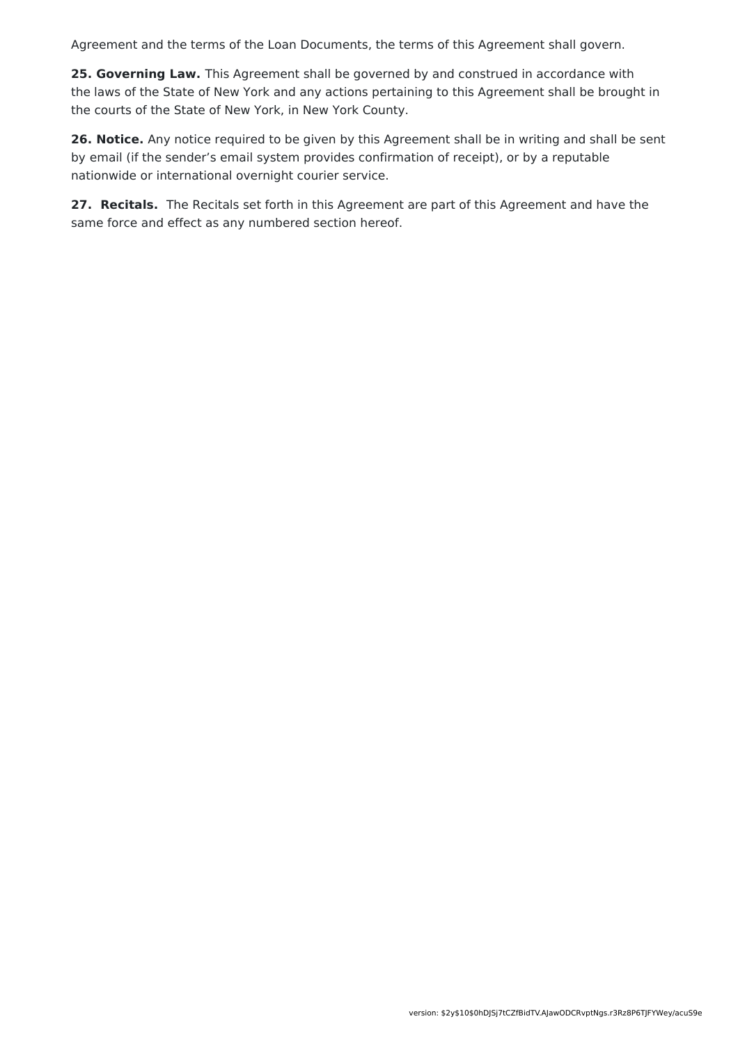Agreement and the terms of the Loan Documents, the terms of this Agreement shall govern.

**25. Governing Law.** This Agreement shall be governed by and construed in accordance with the laws of the State of New York and any actions pertaining to this Agreement shall be brought in the courts of the State of New York, in New York County.

**26. Notice.** Any notice required to be given by this Agreement shall be in writing and shall be sent by email (if the sender's email system provides confirmation of receipt), or by a reputable nationwide or international overnight courier service.

**27. Recitals.** The Recitals set forth in this Agreement are part of this Agreement and have the same force and effect as any numbered section hereof.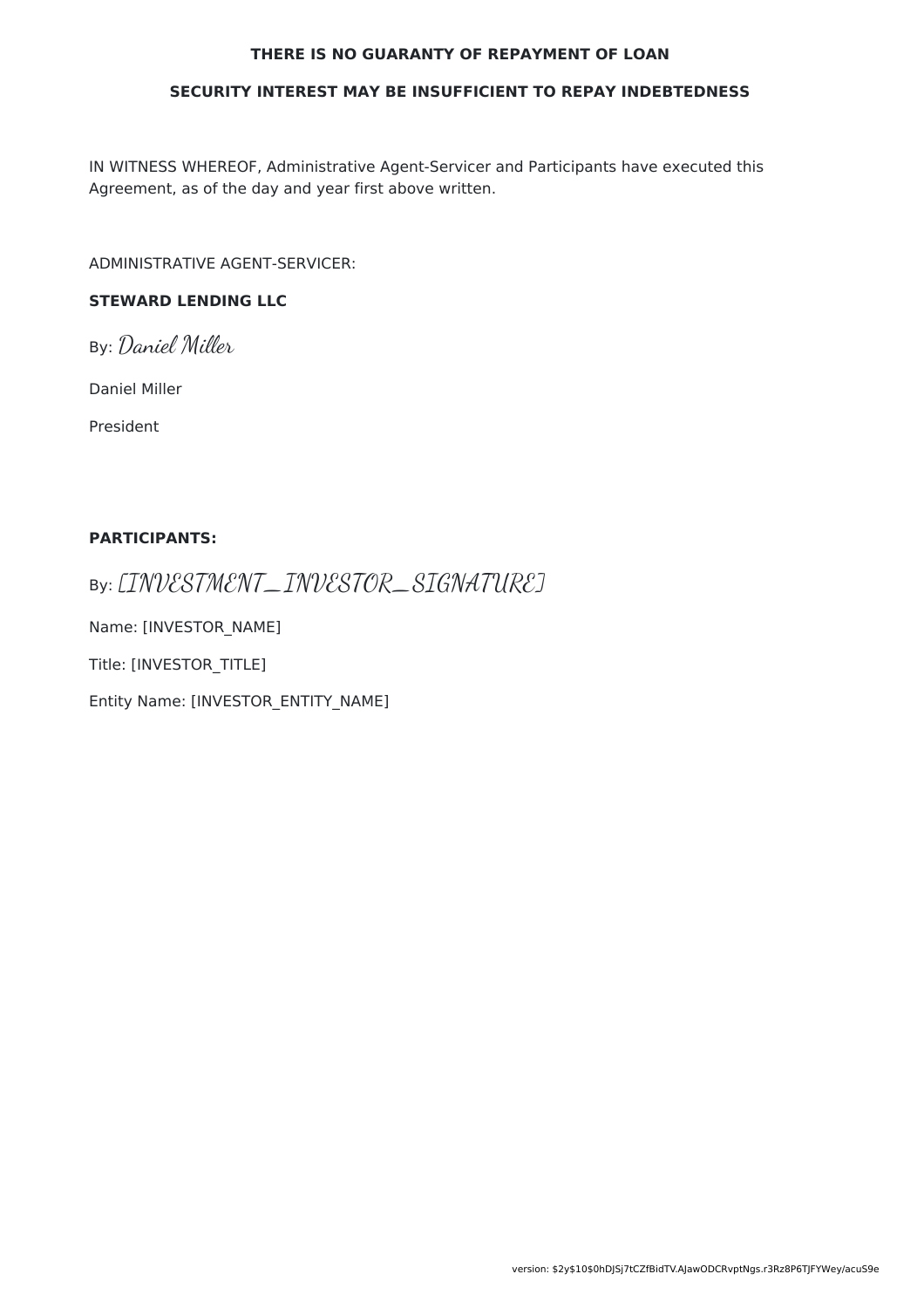**THERE IS NO GUARANTY OF REPAYMENT OF LOAN**

**SECURITY INTEREST MAY BE INSUFFICIENT TO REPAY INDEBTEDNESS**

IN WITNESS WHEREOF, Administrative Agent-Servicer and Participants have executed this Agreement, as of the day and year first above written.

ADMINISTRATIVE AGENT-SERVICER:

**STEWARD LENDING LLC**

By: *Daniel Miller*

Daniel Miller

President

**PARTICIPANTS:**

By: *[INVESTMENT_INVESTOR_SIGNATURE]*

Name: [INVESTOR_NAME]

Title: [INVESTOR_TITLE]

Entity Name: [INVESTOR_ENTITY_NAME]

version: $2y$10$0hDJSj7tCZfBidTV.AJawODCRvptNgs.r3Rz8P6TJFYWey/acuS9e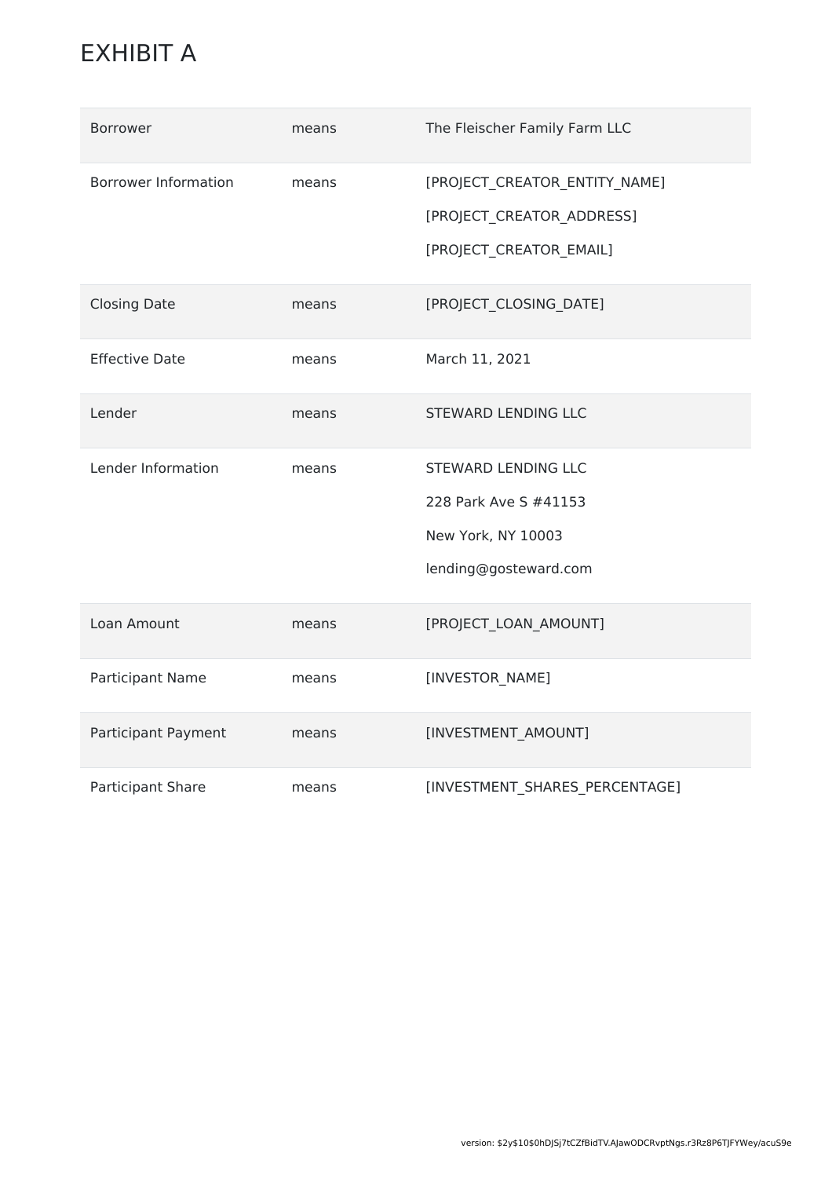# EXHIBIT A

| | | |
|---|---|---|
| Borrower | means | The Fleischer Family Farm LLC |
| Borrower Information | means | [PROJECT_CREATOR_ENTITY_NAME]<br>[PROJECT_CREATOR_ADDRESS]<br>[PROJECT_CREATOR_EMAIL] |
| Closing Date | means | [PROJECT_CLOSING_DATE] |
| Effective Date | means | March 11, 2021 |
| Lender | means | STEWARD LENDING LLC |
| Lender Information | means | STEWARD LENDING LLC<br>228 Park Ave S #41153<br>New York, NY 10003<br>lending@gosteward.com |
| Loan Amount | means | [PROJECT_LOAN_AMOUNT] |
| Participant Name | means | [INVESTOR_NAME] |
| Participant Payment | means | [INVESTMENT_AMOUNT] |
| Participant Share | means | [INVESTMENT_SHARES_PERCENTAGE] |

version: $2y$10$0hDJSj7tCZfBidTV.AJawODCRvptNgs.r3Rz8P6TJFYWey/acuS9e